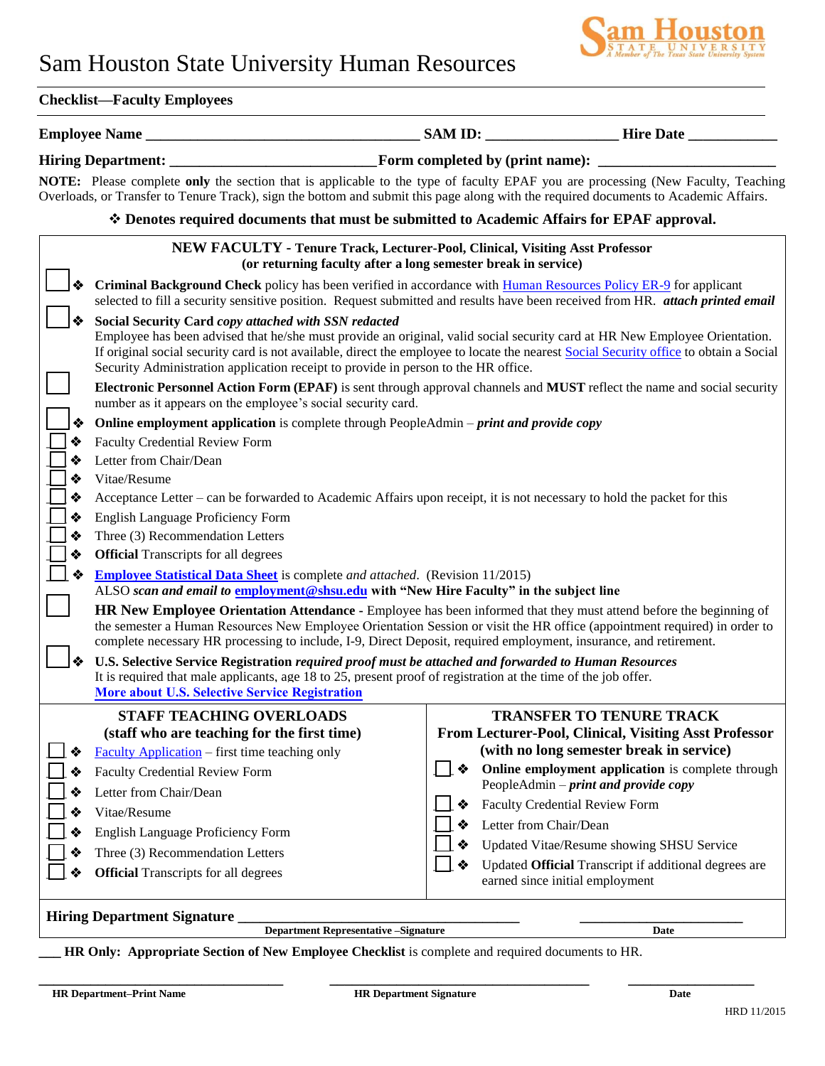# Sam Houston State University Human Resources

**Checklist—Faculty Employees**

**Employee Name** ___________________________________ **SAM ID:** _________________ **Hire Date** ___________

**Hiring Department:** __________________________**Form completed by (print name):** _______________________

**NOTE:** Please complete **only** the section that is applicable to the type of faculty EPAF you are processing (New Faculty, Teaching Overloads, or Transfer to Tenure Track), sign the bottom and submit this page along with the required documents to Academic Affairs.

❖ **Denotes required documents that must be submitted to Academic Affairs for EPAF approval.**

## NEW FACULTY - Tenure Track, Lecturer-Pool, Clinical, Visiting Asst Professor
**(or returning faculty after a long semester break in service)**

- ☐ ❖ **Criminal Background Check** policy has been verified in accordance with Human Resources Policy ER-9 for applicant selected to fill a security sensitive position. Request submitted and results have been received from HR. ***attach printed email***
- ☐ ❖ **Social Security Card** *copy attached with SSN redacted*
  Employee has been advised that he/she must provide an original, valid social security card at HR New Employee Orientation. If original social security card is not available, direct the employee to locate the nearest Social Security office to obtain a Social Security Administration application receipt to provide in person to the HR office.
- ☐ **Electronic Personnel Action Form (EPAF)** is sent through approval channels and **MUST** reflect the name and social security number as it appears on the employee's social security card.
- ☐ ❖ **Online employment application** is complete through PeopleAdmin – ***print and provide copy***
- ☐ ❖ Faculty Credential Review Form
- ☐ ❖ Letter from Chair/Dean
- ☐ ❖ Vitae/Resume
- ☐ ❖ Acceptance Letter – can be forwarded to Academic Affairs upon receipt, it is not necessary to hold the packet for this
- ☐ ❖ English Language Proficiency Form
- ☐ ❖ Three (3) Recommendation Letters
- ☐ ❖ **Official** Transcripts for all degrees
- ☐ ❖ **Employee Statistical Data Sheet** is complete *and attached*. (Revision 11/2015)
  ALSO *scan and email to* **employment@shsu.edu** **with "New Hire Faculty" in the subject line**
- ☐ **HR New Employee Orientation Attendance** - Employee has been informed that they must attend before the beginning of the semester a Human Resources New Employee Orientation Session or visit the HR office (appointment required) in order to complete necessary HR processing to include, I-9, Direct Deposit, required employment, insurance, and retirement.
- ☐ ❖ **U.S. Selective Service Registration** ***required proof must be attached and forwarded to Human Resources***
  It is required that male applicants, age 18 to 25, present proof of registration at the time of the job offer.
  **More about U.S. Selective Service Registration**

## STAFF TEACHING OVERLOADS
**(staff who are teaching for the first time)**

- ☐ ❖ Faculty Application – first time teaching only
- ☐ ❖ Faculty Credential Review Form
- ☐ ❖ Letter from Chair/Dean
- ☐ ❖ Vitae/Resume
- ☐ ❖ English Language Proficiency Form
- ☐ ❖ Three (3) Recommendation Letters
- ☐ ❖ **Official** Transcripts for all degrees

## TRANSFER TO TENURE TRACK
**From Lecturer-Pool, Clinical, Visiting Asst Professor (with no long semester break in service)**

- ☐ ❖ **Online employment application** is complete through PeopleAdmin – ***print and provide copy***
- ☐ ❖ Faculty Credential Review Form
- ☐ ❖ Letter from Chair/Dean
- ☐ ❖ Updated Vitae/Resume showing SHSU Service
- ☐ ❖ Updated **Official** Transcript if additional degrees are earned since initial employment

**Hiring Department Signature** ____________________________________ ______________________
**Department Representative –Signature** **Date**

___ **HR Only: Appropriate Section of New Employee Checklist** is complete and required documents to HR.

________________________________ ________________________________ ________________
**HR Department–Print Name** **HR Department Signature** **Date**

HRD 11/2015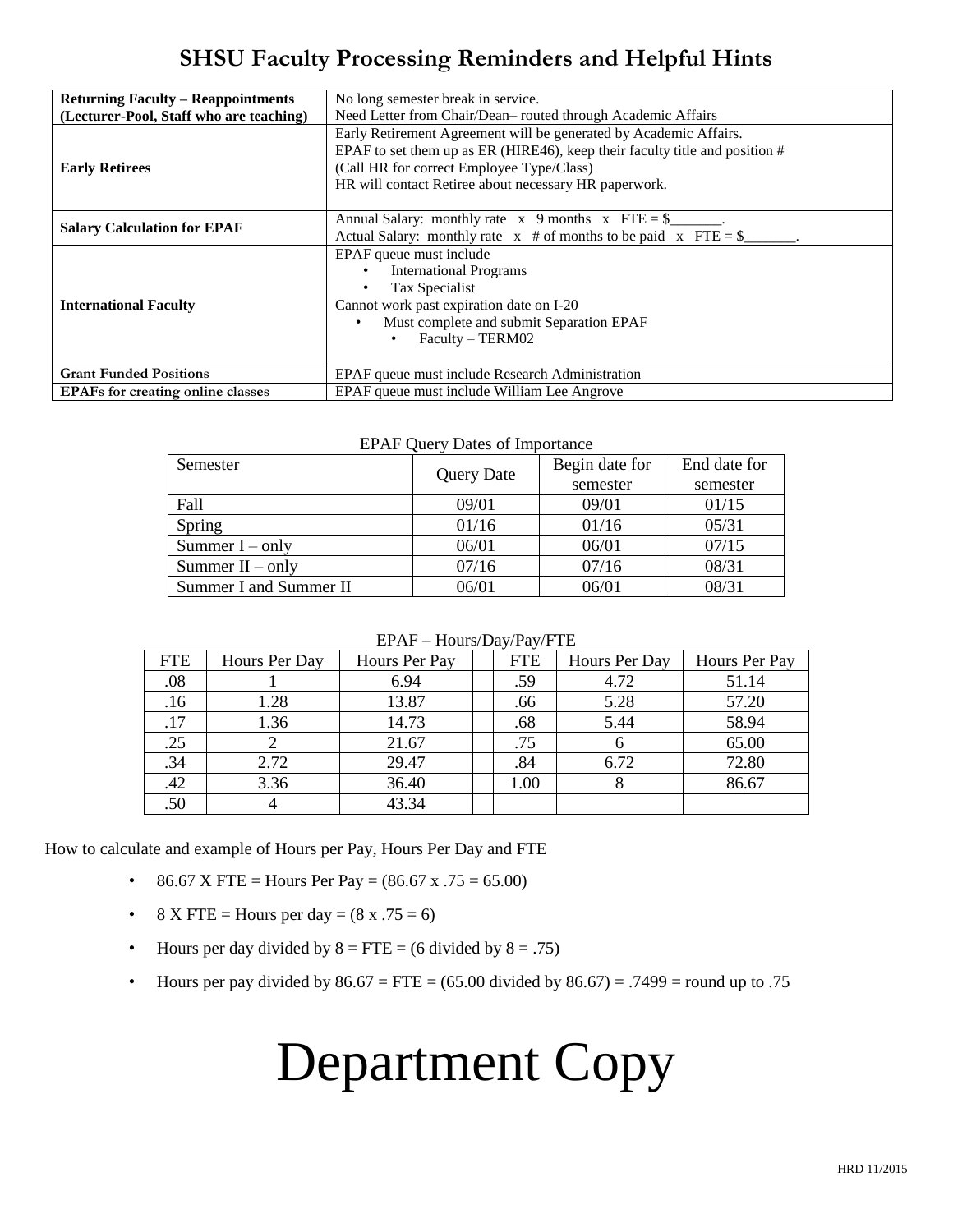# SHSU Faculty Processing Reminders and Helpful Hints

| | |
|---|---|
| **Returning Faculty – Reappointments (Lecturer-Pool, Staff who are teaching)** | No long semester break in service.<br>Need Letter from Chair/Dean– routed through Academic Affairs |
| **Early Retirees** | Early Retirement Agreement will be generated by Academic Affairs.<br>EPAF to set them up as ER (HIRE46), keep their faculty title and position #<br>(Call HR for correct Employee Type/Class)<br>HR will contact Retiree about necessary HR paperwork. |
| **Salary Calculation for EPAF** | Annual Salary: monthly rate x 9 months x FTE = $_______.<br>Actual Salary: monthly rate x # of months to be paid x FTE = $_______. |
| **International Faculty** | EPAF queue must include<br>• International Programs<br>• Tax Specialist<br>Cannot work past expiration date on I-20<br>• Must complete and submit Separation EPAF<br>• Faculty – TERM02 |
| **Grant Funded Positions** | EPAF queue must include Research Administration |
| **EPAFs for creating online classes** | EPAF queue must include William Lee Angrove |

EPAF Query Dates of Importance

| Semester | Query Date | Begin date for semester | End date for semester |
|---|---|---|---|
| Fall | 09/01 | 09/01 | 01/15 |
| Spring | 01/16 | 01/16 | 05/31 |
| Summer I – only | 06/01 | 06/01 | 07/15 |
| Summer II – only | 07/16 | 07/16 | 08/31 |
| Summer I and Summer II | 06/01 | 06/01 | 08/31 |

EPAF – Hours/Day/Pay/FTE

| FTE | Hours Per Day | Hours Per Pay | | FTE | Hours Per Day | Hours Per Pay |
|---|---|---|---|---|---|---|
| .08 | 1 | 6.94 | | .59 | 4.72 | 51.14 |
| .16 | 1.28 | 13.87 | | .66 | 5.28 | 57.20 |
| .17 | 1.36 | 14.73 | | .68 | 5.44 | 58.94 |
| .25 | 2 | 21.67 | | .75 | 6 | 65.00 |
| .34 | 2.72 | 29.47 | | .84 | 6.72 | 72.80 |
| .42 | 3.36 | 36.40 | | 1.00 | 8 | 86.67 |
| .50 | 4 | 43.34 | | | | |

How to calculate and example of Hours per Pay, Hours Per Day and FTE

- 86.67 X FTE = Hours Per Pay = (86.67 x .75 = 65.00)
- 8 X FTE = Hours per day = (8 x .75 = 6)
- Hours per day divided by 8 = FTE = (6 divided by 8 = .75)
- Hours per pay divided by 86.67 = FTE = (65.00 divided by 86.67) = .7499 = round up to .75

# Department Copy

HRD 11/2015